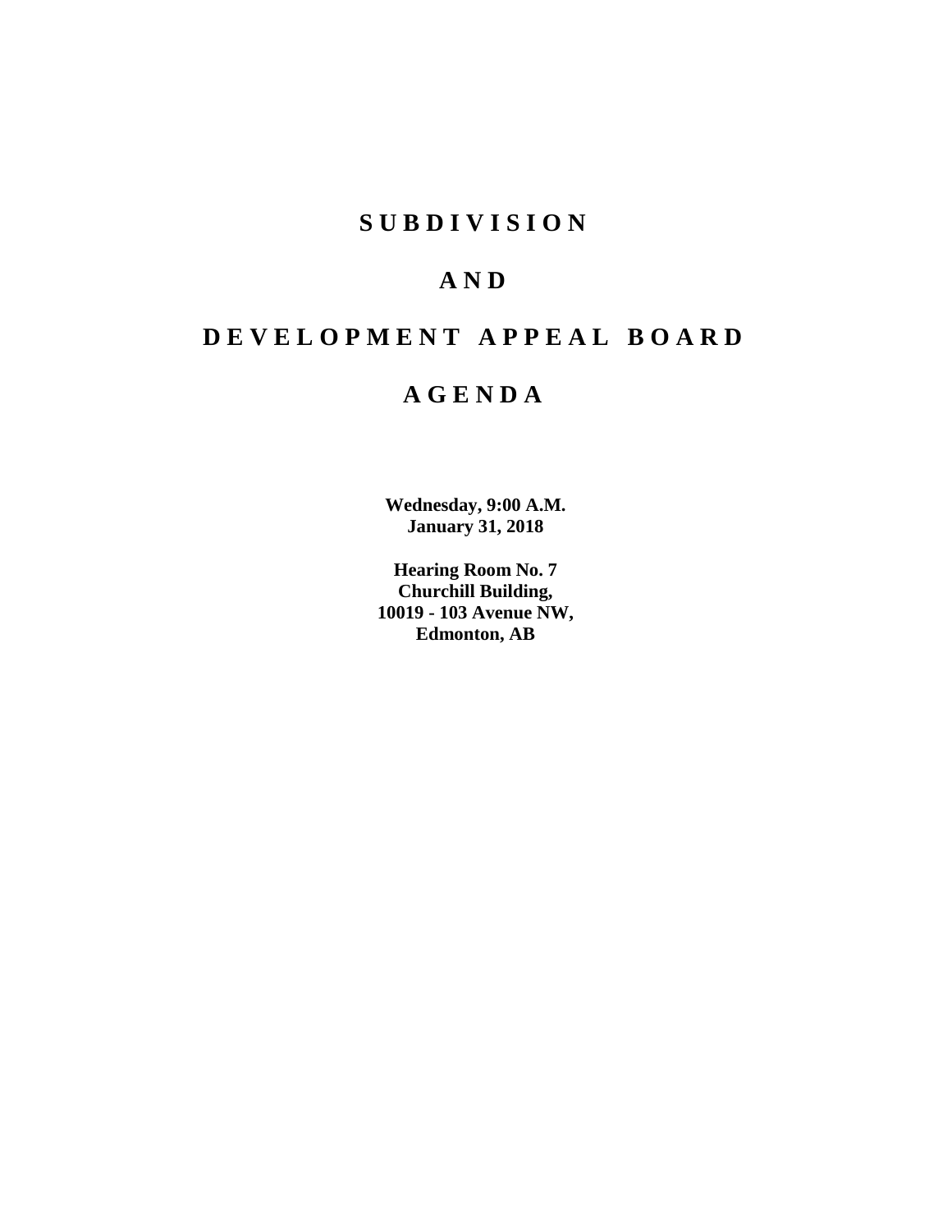# SUBDIVISION

# AND

# DEVELOPMENT APPEAL BOARD

# AGENDA

**Wednesday, 9:00 A.M.**
**January 31, 2018**

**Hearing Room No. 7**
**Churchill Building,**
**10019 - 103 Avenue NW,**
**Edmonton, AB**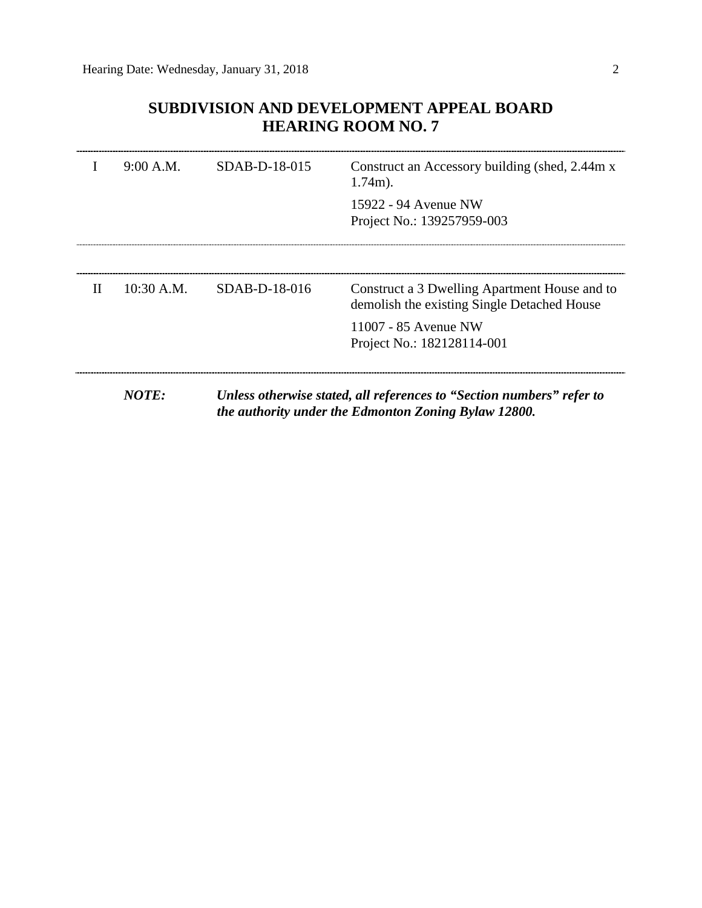## SUBDIVISION AND DEVELOPMENT APPEAL BOARD
## HEARING ROOM NO. 7

| | | | |
|---|---|---|---|
| I | 9:00 A.M. | SDAB-D-18-015 | Construct an Accessory building (shed, 2.44m x 1.74m).<br><br>15922 - 94 Avenue NW<br>Project No.: 139257959-003 |
| II | 10:30 A.M. | SDAB-D-18-016 | Construct a 3 Dwelling Apartment House and to demolish the existing Single Detached House<br><br>11007 - 85 Avenue NW<br>Project No.: 182128114-001 |

***NOTE:*** ***Unless otherwise stated, all references to "Section numbers" refer to the authority under the Edmonton Zoning Bylaw 12800.***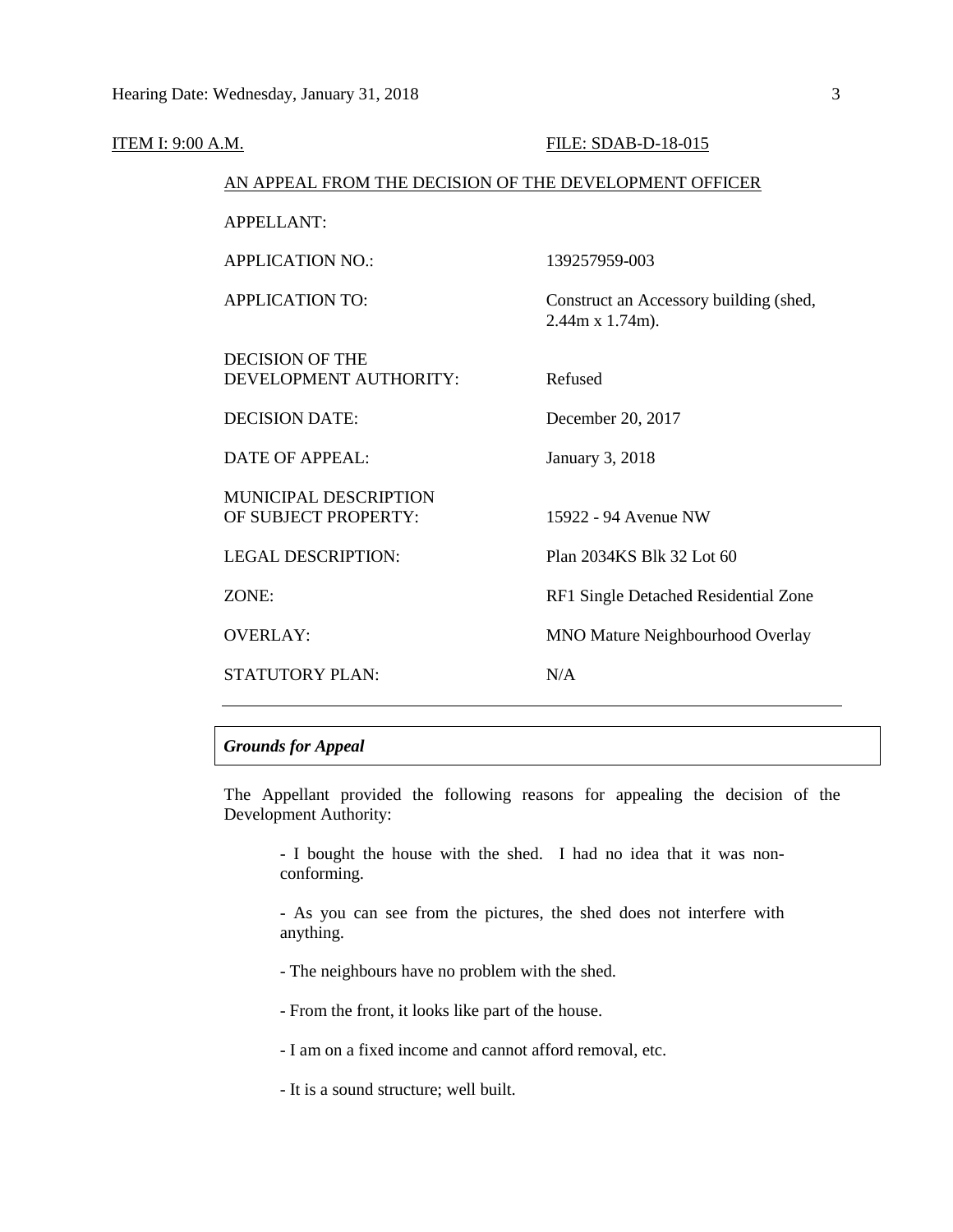ITEM I: 9:00 A.M. FILE: SDAB-D-18-015

AN APPEAL FROM THE DECISION OF THE DEVELOPMENT OFFICER

| | |
|---|---|
| APPELLANT: | |
| APPLICATION NO.: | 139257959-003 |
| APPLICATION TO: | Construct an Accessory building (shed, 2.44m x 1.74m). |
| DECISION OF THE DEVELOPMENT AUTHORITY: | Refused |
| DECISION DATE: | December 20, 2017 |
| DATE OF APPEAL: | January 3, 2018 |
| MUNICIPAL DESCRIPTION OF SUBJECT PROPERTY: | 15922 - 94 Avenue NW |
| LEGAL DESCRIPTION: | Plan 2034KS Blk 32 Lot 60 |
| ZONE: | RF1 Single Detached Residential Zone |
| OVERLAY: | MNO Mature Neighbourhood Overlay |
| STATUTORY PLAN: | N/A |

---

### *Grounds for Appeal*

The Appellant provided the following reasons for appealing the decision of the Development Authority:

- I bought the house with the shed. I had no idea that it was non-conforming.
- As you can see from the pictures, the shed does not interfere with anything.
- The neighbours have no problem with the shed.
- From the front, it looks like part of the house.
- I am on a fixed income and cannot afford removal, etc.
- It is a sound structure; well built.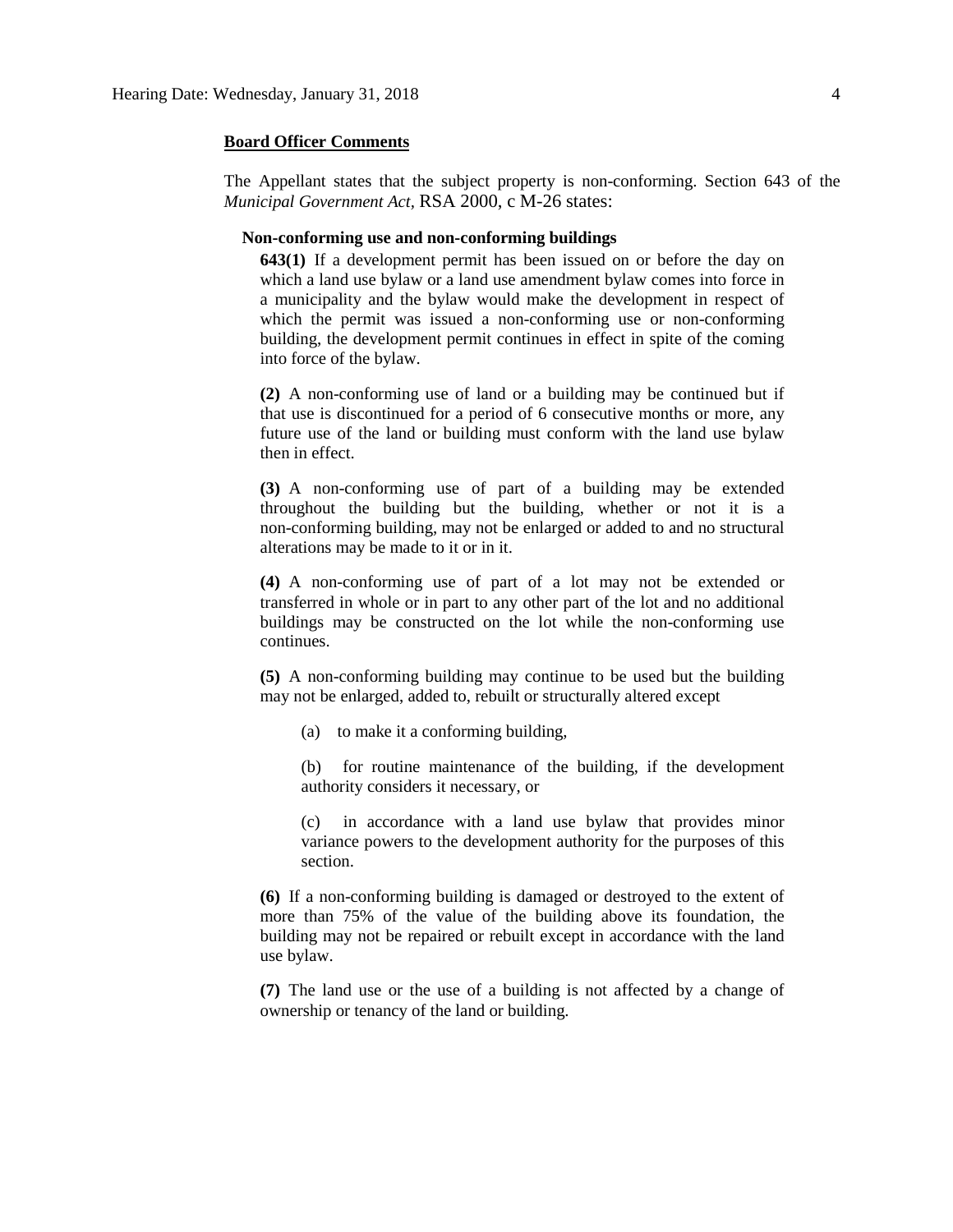**Board Officer Comments**

The Appellant states that the subject property is non-conforming. Section 643 of the *Municipal Government Act*, RSA 2000, c M-26 states:

**Non-conforming use and non-conforming buildings**

**643(1)** If a development permit has been issued on or before the day on which a land use bylaw or a land use amendment bylaw comes into force in a municipality and the bylaw would make the development in respect of which the permit was issued a non-conforming use or non-conforming building, the development permit continues in effect in spite of the coming into force of the bylaw.

**(2)** A non-conforming use of land or a building may be continued but if that use is discontinued for a period of 6 consecutive months or more, any future use of the land or building must conform with the land use bylaw then in effect.

**(3)** A non-conforming use of part of a building may be extended throughout the building but the building, whether or not it is a non-conforming building, may not be enlarged or added to and no structural alterations may be made to it or in it.

**(4)** A non-conforming use of part of a lot may not be extended or transferred in whole or in part to any other part of the lot and no additional buildings may be constructed on the lot while the non-conforming use continues.

**(5)** A non-conforming building may continue to be used but the building may not be enlarged, added to, rebuilt or structurally altered except

(a) to make it a conforming building,

(b) for routine maintenance of the building, if the development authority considers it necessary, or

(c) in accordance with a land use bylaw that provides minor variance powers to the development authority for the purposes of this section.

**(6)** If a non-conforming building is damaged or destroyed to the extent of more than 75% of the value of the building above its foundation, the building may not be repaired or rebuilt except in accordance with the land use bylaw.

**(7)** The land use or the use of a building is not affected by a change of ownership or tenancy of the land or building.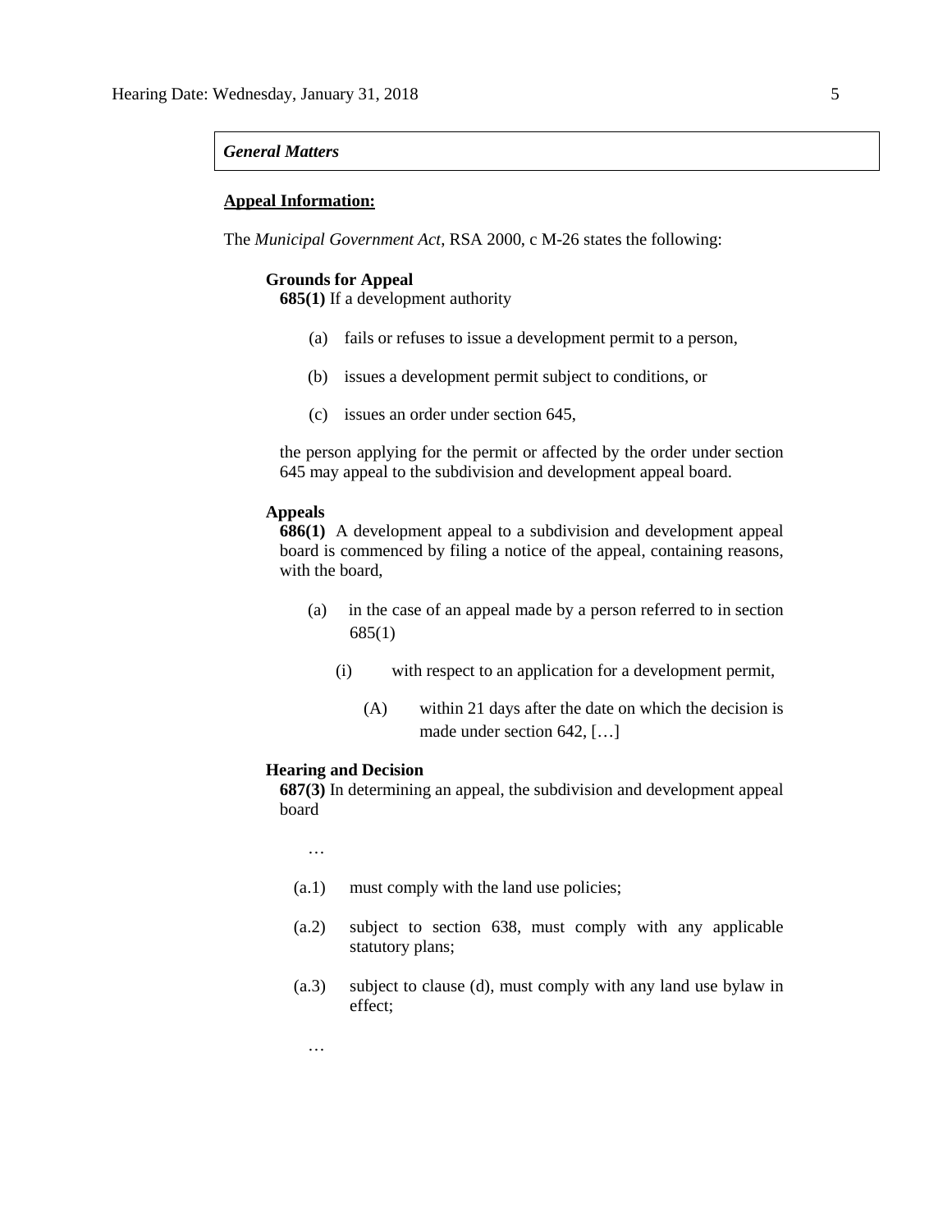*General Matters*

**Appeal Information:**

The *Municipal Government Act*, RSA 2000, c M-26 states the following:

**Grounds for Appeal**

**685(1)** If a development authority

(a) fails or refuses to issue a development permit to a person,

(b) issues a development permit subject to conditions, or

(c) issues an order under section 645,

the person applying for the permit or affected by the order under section 645 may appeal to the subdivision and development appeal board.

**Appeals**

**686(1)** A development appeal to a subdivision and development appeal board is commenced by filing a notice of the appeal, containing reasons, with the board,

(a) in the case of an appeal made by a person referred to in section 685(1)

(i) with respect to an application for a development permit,

(A) within 21 days after the date on which the decision is made under section 642, […]

**Hearing and Decision**

**687(3)** In determining an appeal, the subdivision and development appeal board

…

(a.1) must comply with the land use policies;

(a.2) subject to section 638, must comply with any applicable statutory plans;

(a.3) subject to clause (d), must comply with any land use bylaw in effect;

…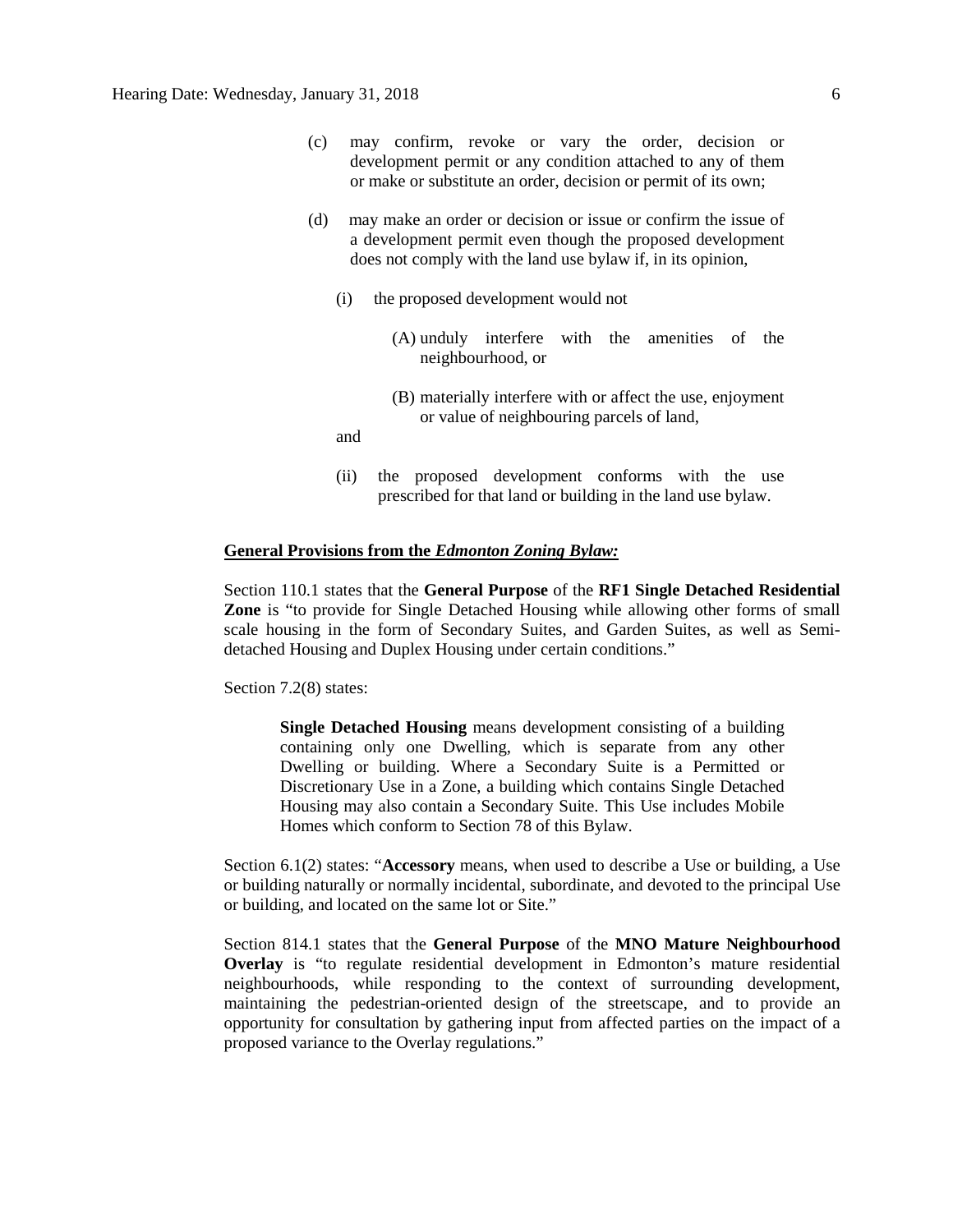(c) may confirm, revoke or vary the order, decision or development permit or any condition attached to any of them or make or substitute an order, decision or permit of its own;

(d) may make an order or decision or issue or confirm the issue of a development permit even though the proposed development does not comply with the land use bylaw if, in its opinion,

   (i) the proposed development would not

      (A) unduly interfere with the amenities of the neighbourhood, or

      (B) materially interfere with or affect the use, enjoyment or value of neighbouring parcels of land,

   and

   (ii) the proposed development conforms with the use prescribed for that land or building in the land use bylaw.

**General Provisions from the *Edmonton Zoning Bylaw:***

Section 110.1 states that the **General Purpose** of the **RF1 Single Detached Residential Zone** is "to provide for Single Detached Housing while allowing other forms of small scale housing in the form of Secondary Suites, and Garden Suites, as well as Semi-detached Housing and Duplex Housing under certain conditions."

Section 7.2(8) states:

> **Single Detached Housing** means development consisting of a building containing only one Dwelling, which is separate from any other Dwelling or building. Where a Secondary Suite is a Permitted or Discretionary Use in a Zone, a building which contains Single Detached Housing may also contain a Secondary Suite. This Use includes Mobile Homes which conform to Section 78 of this Bylaw.

Section 6.1(2) states: "**Accessory** means, when used to describe a Use or building, a Use or building naturally or normally incidental, subordinate, and devoted to the principal Use or building, and located on the same lot or Site."

Section 814.1 states that the **General Purpose** of the **MNO Mature Neighbourhood Overlay** is "to regulate residential development in Edmonton's mature residential neighbourhoods, while responding to the context of surrounding development, maintaining the pedestrian-oriented design of the streetscape, and to provide an opportunity for consultation by gathering input from affected parties on the impact of a proposed variance to the Overlay regulations."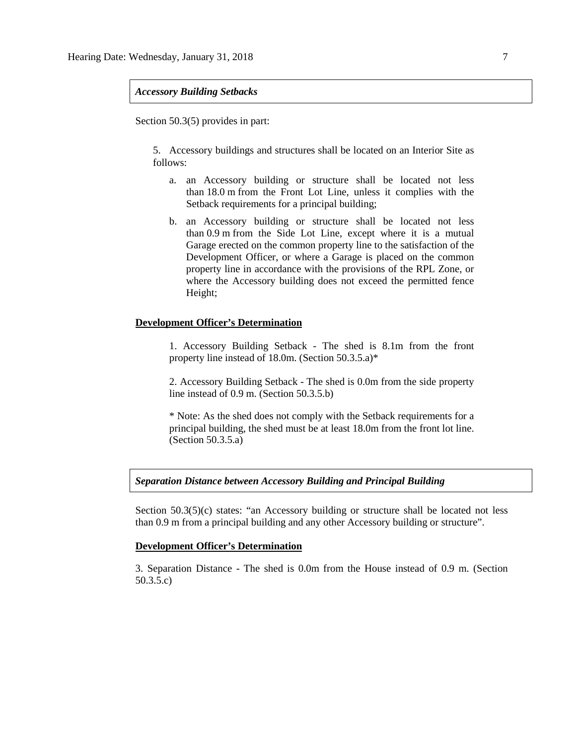***Accessory Building Setbacks***

Section 50.3(5) provides in part:

> 5. Accessory buildings and structures shall be located on an Interior Site as follows:
>
> a. an Accessory building or structure shall be located not less than 18.0 m from the Front Lot Line, unless it complies with the Setback requirements for a principal building;
>
> b. an Accessory building or structure shall be located not less than 0.9 m from the Side Lot Line, except where it is a mutual Garage erected on the common property line to the satisfaction of the Development Officer, or where a Garage is placed on the common property line in accordance with the provisions of the RPL Zone, or where the Accessory building does not exceed the permitted fence Height;

**Development Officer's Determination**

> 1. Accessory Building Setback - The shed is 8.1m from the front property line instead of 18.0m. (Section 50.3.5.a)*
>
> 2. Accessory Building Setback - The shed is 0.0m from the side property line instead of 0.9 m. (Section 50.3.5.b)
>
> * Note: As the shed does not comply with the Setback requirements for a principal building, the shed must be at least 18.0m from the front lot line. (Section 50.3.5.a)

***Separation Distance between Accessory Building and Principal Building***

Section 50.3(5)(c) states: "an Accessory building or structure shall be located not less than 0.9 m from a principal building and any other Accessory building or structure".

**Development Officer's Determination**

3. Separation Distance - The shed is 0.0m from the House instead of 0.9 m. (Section 50.3.5.c)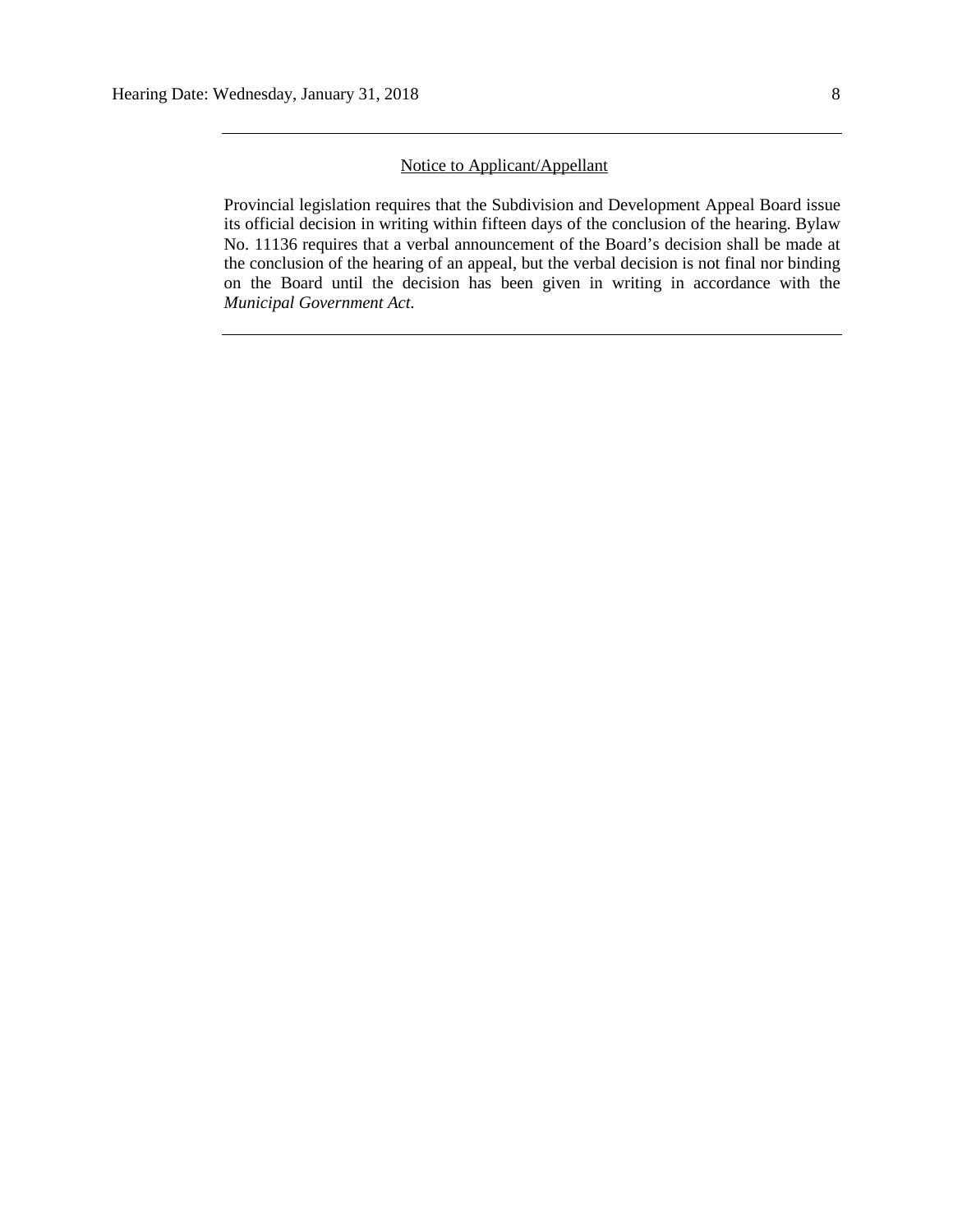---

<u>Notice to Applicant/Appellant</u>

Provincial legislation requires that the Subdivision and Development Appeal Board issue its official decision in writing within fifteen days of the conclusion of the hearing. Bylaw No. 11136 requires that a verbal announcement of the Board's decision shall be made at the conclusion of the hearing of an appeal, but the verbal decision is not final nor binding on the Board until the decision has been given in writing in accordance with the *Municipal Government Act*.

---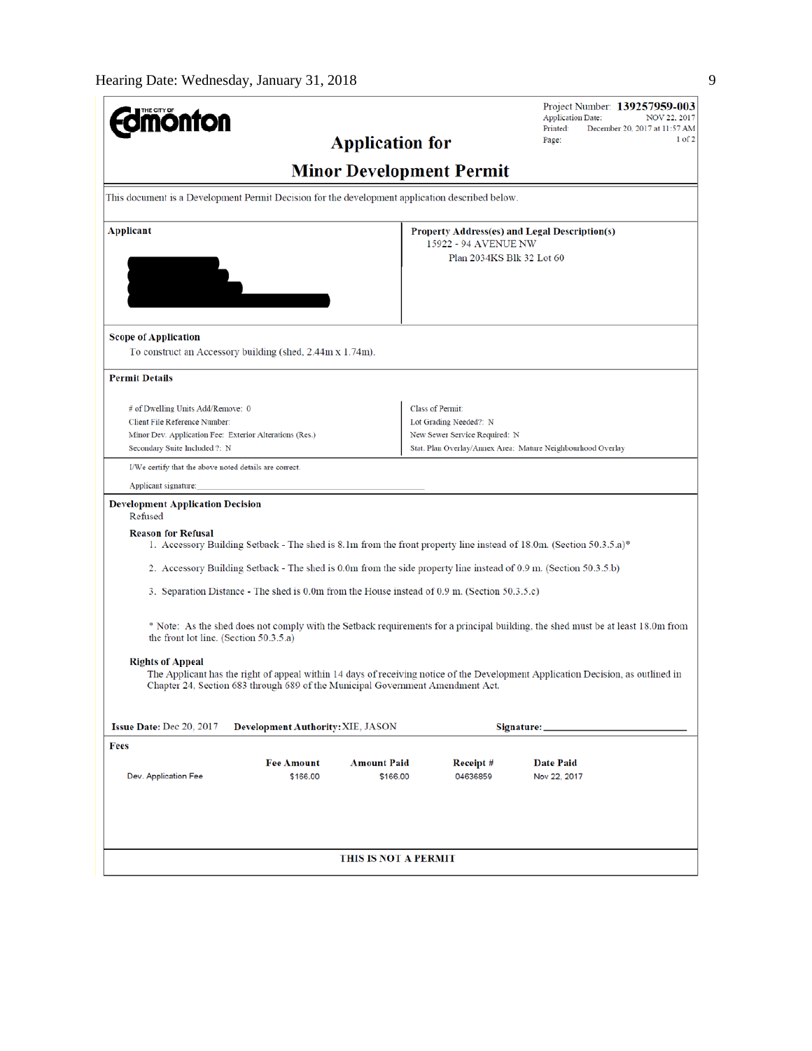Edmonton

Project Number: **139257959-003**
Application Date: NOV 22, 2017
Printed: December 20, 2017 at 11:57 AM
Page: 1 of 2

# Application for Minor Development Permit

This document is a Development Permit Decision for the development application described below.

**Applicant**

**Property Address(es) and Legal Description(s)**
15922 - 94 AVENUE NW
Plan 2034KS Blk 32 Lot 60

**Scope of Application**
To construct an Accessory building (shed, 2.44m x 1.74m).

**Permit Details**

| | |
|---|---|
| # of Dwelling Units Add/Remove: 0 | Class of Permit: |
| Client File Reference Number: | Lot Grading Needed?: N |
| Minor Dev. Application Fee: Exterior Alterations (Res.) | New Sewer Service Required: N |
| Secondary Suite Included ?: N | Stat. Plan Overlay/Annex Area: Mature Neighbourhood Overlay |

I/We certify that the above noted details are correct.

Applicant signature:

**Development Application Decision**
Refused

**Reason for Refusal**

1. Accessory Building Setback - The shed is 8.1m from the front property line instead of 18.0m. (Section 50.3.5.a)*
2. Accessory Building Setback - The shed is 0.0m from the side property line instead of 0.9 m. (Section 50.3.5.b)
3. Separation Distance - The shed is 0.0m from the House instead of 0.9 m. (Section 50.3.5.c)

\* Note: As the shed does not comply with the Setback requirements for a principal building, the shed must be at least 18.0m from the front lot line. (Section 50.3.5.a)

**Rights of Appeal**
The Applicant has the right of appeal within 14 days of receiving notice of the Development Application Decision, as outlined in Chapter 24, Section 683 through 689 of the Municipal Government Amendment Act.

**Issue Date:** Dec 20, 2017 **Development Authority:** XIE, JASON **Signature:**

**Fees**

| | Fee Amount | Amount Paid | Receipt # | Date Paid |
|---|---|---|---|---|
| Dev. Application Fee | $166.00 | $166.00 | 04636859 | Nov 22, 2017 |

**THIS IS NOT A PERMIT**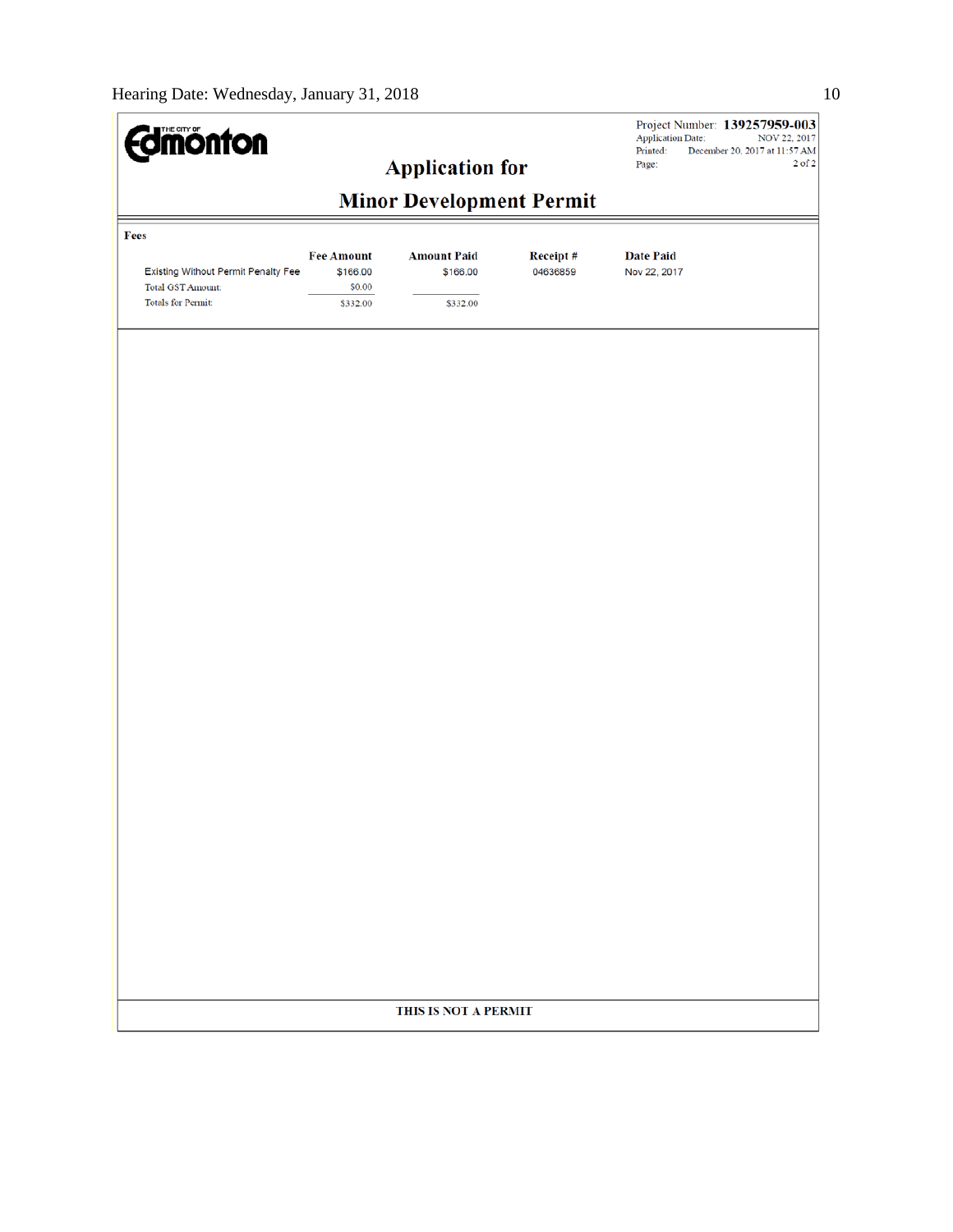Project Number: **139257959-003**
Application Date: NOV 22, 2017
Printed: December 20, 2017 at 11:57 AM
Page: 2 of 2

# Application for Minor Development Permit

**Fees**

| | Fee Amount | Amount Paid | Receipt # | Date Paid |
|---|---|---|---|---|
| Existing Without Permit Penalty Fee | $166.00 | $166.00 | 04636859 | Nov 22, 2017 |
| Total GST Amount: | $0.00 | | | |
| Totals for Permit: | $332.00 | $332.00 | | |

**THIS IS NOT A PERMIT**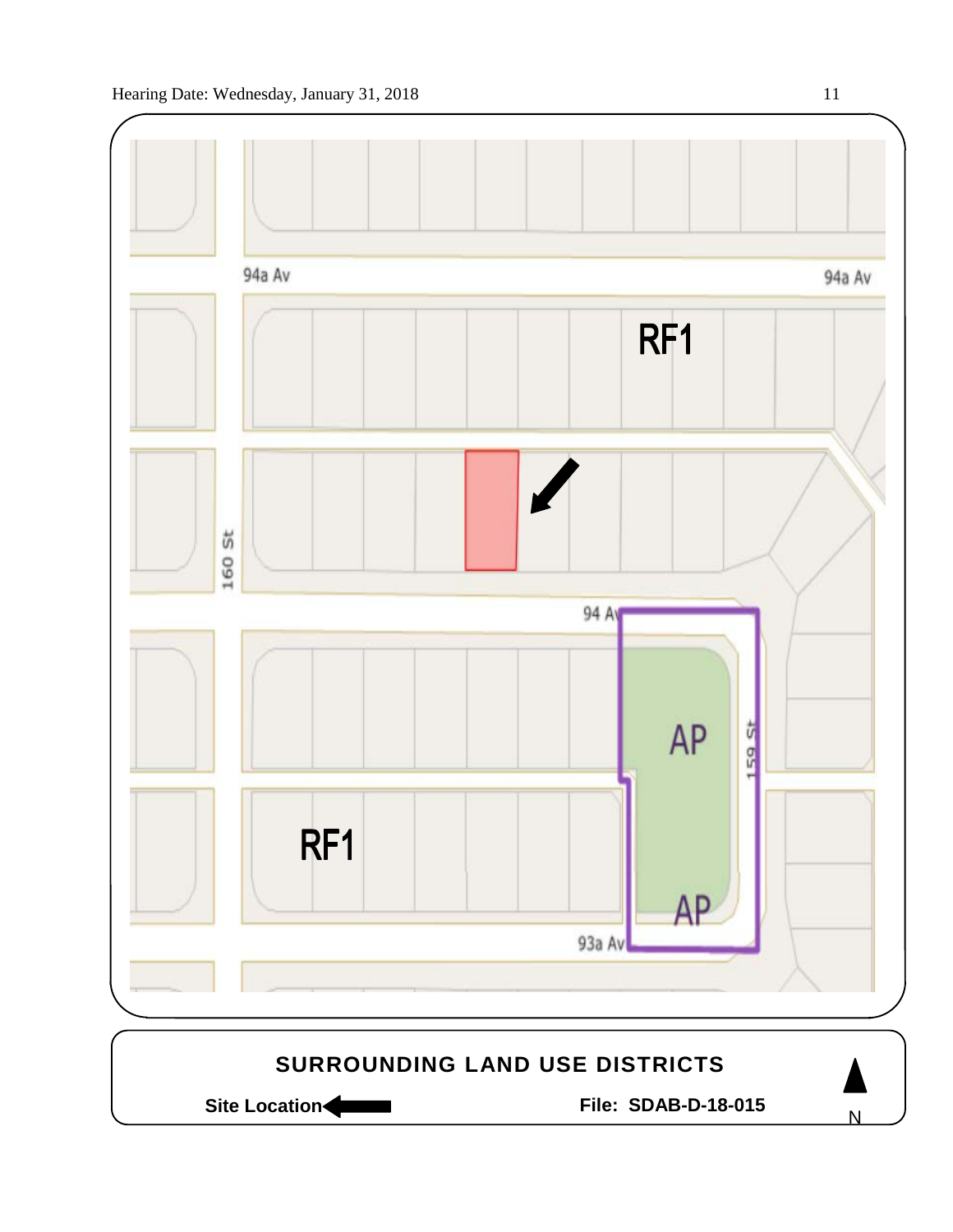94a Av

94a Av

RF1

160 St

94 Av

AP

159 St

RF1

AP

93a Av

**SURROUNDING LAND USE DISTRICTS**

**Site Location**

**File: SDAB-D-18-015**

N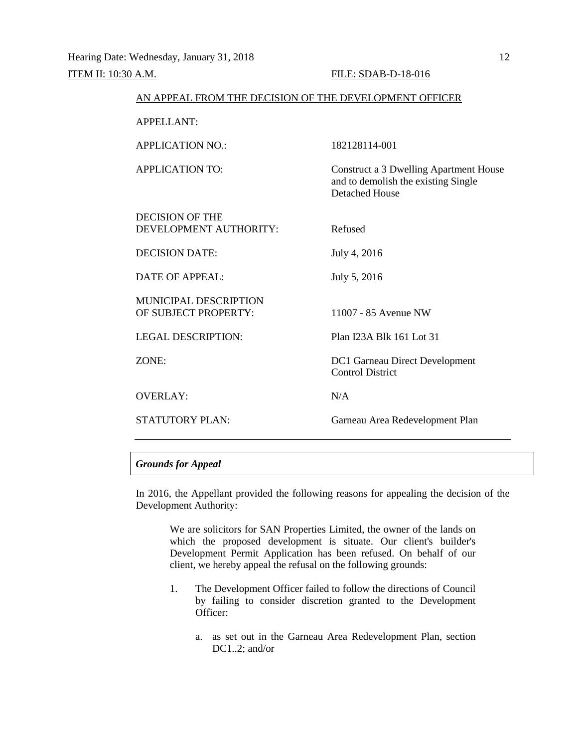Hearing Date: Wednesday, January 31, 2018

ITEM II: 10:30 A.M. FILE: SDAB-D-18-016

AN APPEAL FROM THE DECISION OF THE DEVELOPMENT OFFICER

| | |
|---|---|
| APPELLANT: | |
| APPLICATION NO.: | 182128114-001 |
| APPLICATION TO: | Construct a 3 Dwelling Apartment House and to demolish the existing Single Detached House |
| DECISION OF THE DEVELOPMENT AUTHORITY: | Refused |
| DECISION DATE: | July 4, 2016 |
| DATE OF APPEAL: | July 5, 2016 |
| MUNICIPAL DESCRIPTION OF SUBJECT PROPERTY: | 11007 - 85 Avenue NW |
| LEGAL DESCRIPTION: | Plan I23A Blk 161 Lot 31 |
| ZONE: | DC1 Garneau Direct Development Control District |
| OVERLAY: | N/A |
| STATUTORY PLAN: | Garneau Area Redevelopment Plan |

---

***Grounds for Appeal***

In 2016, the Appellant provided the following reasons for appealing the decision of the Development Authority:

> We are solicitors for SAN Properties Limited, the owner of the lands on which the proposed development is situate. Our client's builder's Development Permit Application has been refused. On behalf of our client, we hereby appeal the refusal on the following grounds:
>
> 1. The Development Officer failed to follow the directions of Council by failing to consider discretion granted to the Development Officer:
>
>     a. as set out in the Garneau Area Redevelopment Plan, section DC1..2; and/or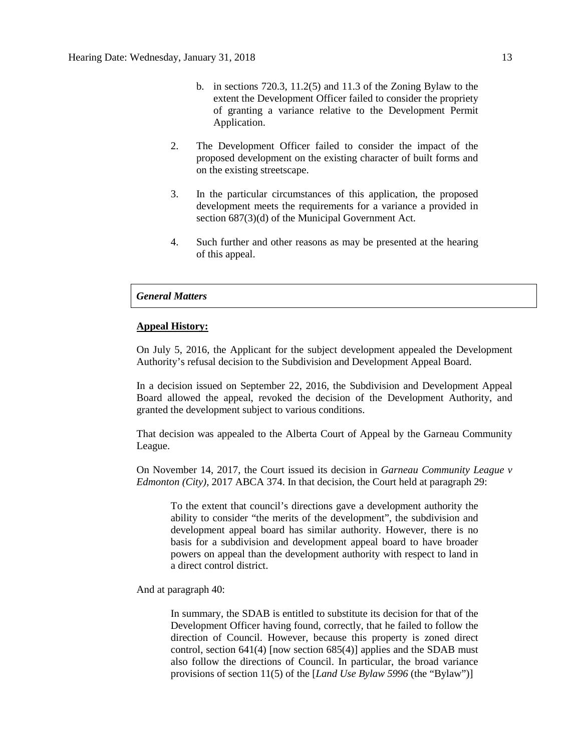b. in sections 720.3, 11.2(5) and 11.3 of the Zoning Bylaw to the extent the Development Officer failed to consider the propriety of granting a variance relative to the Development Permit Application.

2. The Development Officer failed to consider the impact of the proposed development on the existing character of built forms and on the existing streetscape.

3. In the particular circumstances of this application, the proposed development meets the requirements for a variance a provided in section 687(3)(d) of the Municipal Government Act.

4. Such further and other reasons as may be presented at the hearing of this appeal.

### *General Matters*

**Appeal History:**

On July 5, 2016, the Applicant for the subject development appealed the Development Authority's refusal decision to the Subdivision and Development Appeal Board.

In a decision issued on September 22, 2016, the Subdivision and Development Appeal Board allowed the appeal, revoked the decision of the Development Authority, and granted the development subject to various conditions.

That decision was appealed to the Alberta Court of Appeal by the Garneau Community League.

On November 14, 2017, the Court issued its decision in *Garneau Community League v Edmonton (City),* 2017 ABCA 374. In that decision, the Court held at paragraph 29:

> To the extent that council's directions gave a development authority the ability to consider "the merits of the development", the subdivision and development appeal board has similar authority. However, there is no basis for a subdivision and development appeal board to have broader powers on appeal than the development authority with respect to land in a direct control district.

And at paragraph 40:

> In summary, the SDAB is entitled to substitute its decision for that of the Development Officer having found, correctly, that he failed to follow the direction of Council. However, because this property is zoned direct control, section 641(4) [now section 685(4)] applies and the SDAB must also follow the directions of Council. In particular, the broad variance provisions of section 11(5) of the [*Land Use Bylaw 5996* (the "Bylaw")]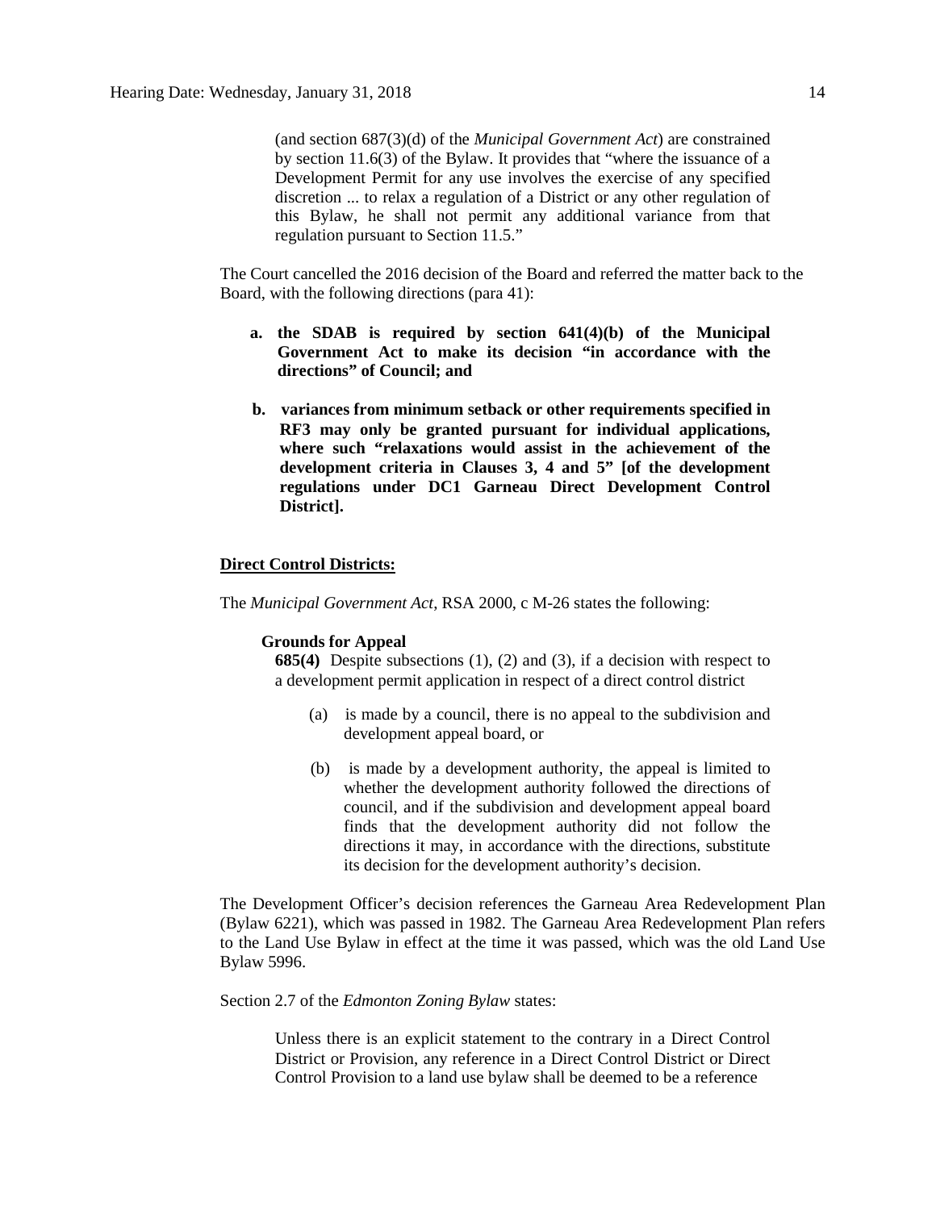> (and section 687(3)(d) of the *Municipal Government Act*) are constrained by section 11.6(3) of the Bylaw. It provides that "where the issuance of a Development Permit for any use involves the exercise of any specified discretion ... to relax a regulation of a District or any other regulation of this Bylaw, he shall not permit any additional variance from that regulation pursuant to Section 11.5."

The Court cancelled the 2016 decision of the Board and referred the matter back to the Board, with the following directions (para 41):

> **a. the SDAB is required by section 641(4)(b) of the Municipal Government Act to make its decision "in accordance with the directions" of Council; and**
>
> **b. variances from minimum setback or other requirements specified in RF3 may only be granted pursuant for individual applications, where such "relaxations would assist in the achievement of the development criteria in Clauses 3, 4 and 5" [of the development regulations under DC1 Garneau Direct Development Control District].**

**Direct Control Districts:**

The *Municipal Government Act*, RSA 2000, c M-26 states the following:

> **Grounds for Appeal**
>
> **685(4)** Despite subsections (1), (2) and (3), if a decision with respect to a development permit application in respect of a direct control district
>
> (a) is made by a council, there is no appeal to the subdivision and development appeal board, or
>
> (b) is made by a development authority, the appeal is limited to whether the development authority followed the directions of council, and if the subdivision and development appeal board finds that the development authority did not follow the directions it may, in accordance with the directions, substitute its decision for the development authority's decision.

The Development Officer's decision references the Garneau Area Redevelopment Plan (Bylaw 6221), which was passed in 1982. The Garneau Area Redevelopment Plan refers to the Land Use Bylaw in effect at the time it was passed, which was the old Land Use Bylaw 5996.

Section 2.7 of the *Edmonton Zoning Bylaw* states:

> Unless there is an explicit statement to the contrary in a Direct Control District or Provision, any reference in a Direct Control District or Direct Control Provision to a land use bylaw shall be deemed to be a reference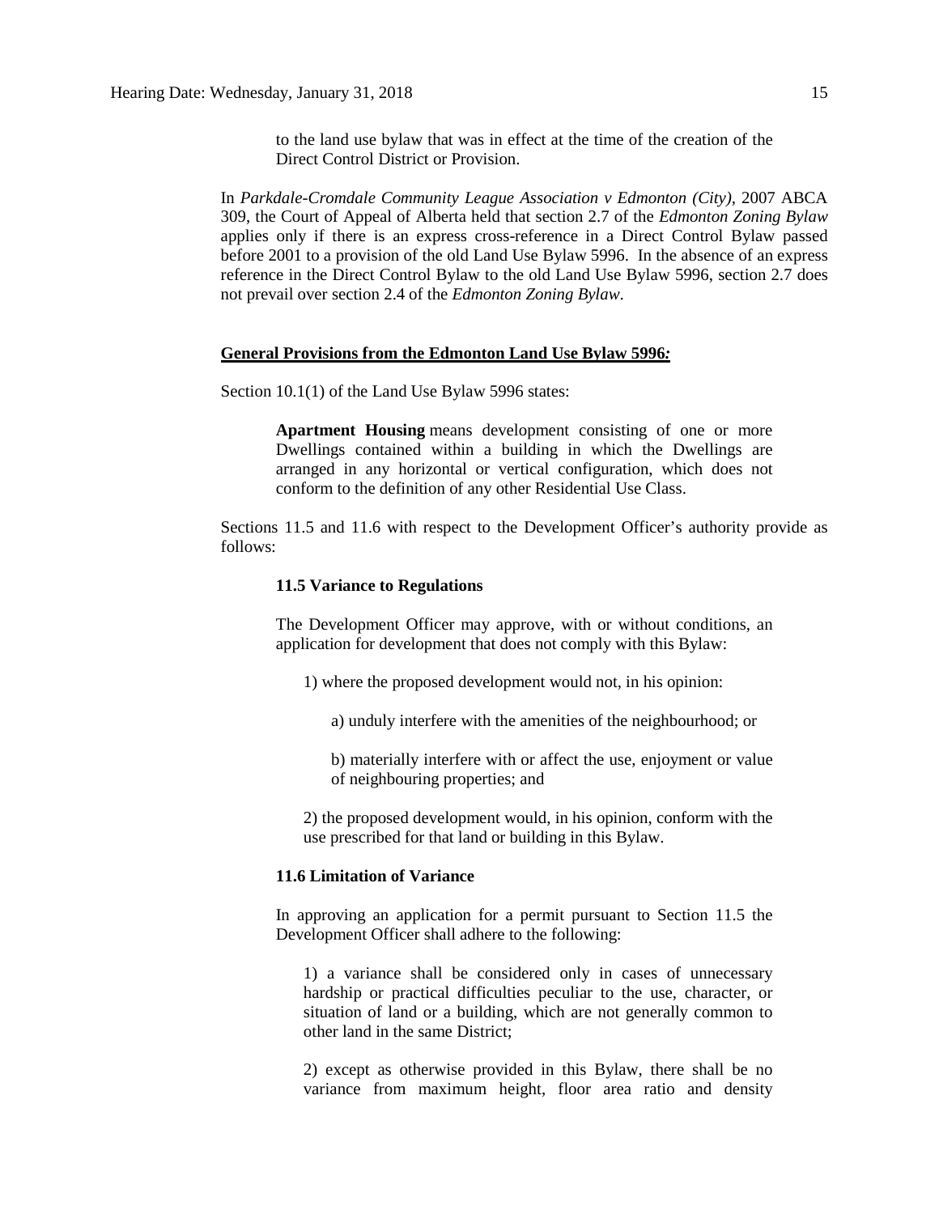to the land use bylaw that was in effect at the time of the creation of the Direct Control District or Provision.

In *Parkdale-Cromdale Community League Association v Edmonton (City)*, 2007 ABCA 309, the Court of Appeal of Alberta held that section 2.7 of the *Edmonton Zoning Bylaw* applies only if there is an express cross-reference in a Direct Control Bylaw passed before 2001 to a provision of the old Land Use Bylaw 5996. In the absence of an express reference in the Direct Control Bylaw to the old Land Use Bylaw 5996, section 2.7 does not prevail over section 2.4 of the *Edmonton Zoning Bylaw*.

**General Provisions from the Edmonton Land Use Bylaw 5996*:***

Section 10.1(1) of the Land Use Bylaw 5996 states:

> **Apartment Housing** means development consisting of one or more Dwellings contained within a building in which the Dwellings are arranged in any horizontal or vertical configuration, which does not conform to the definition of any other Residential Use Class.

Sections 11.5 and 11.6 with respect to the Development Officer's authority provide as follows:

> **11.5 Variance to Regulations**
>
> The Development Officer may approve, with or without conditions, an application for development that does not comply with this Bylaw:
>
> 1) where the proposed development would not, in his opinion:
>
> a) unduly interfere with the amenities of the neighbourhood; or
>
> b) materially interfere with or affect the use, enjoyment or value of neighbouring properties; and
>
> 2) the proposed development would, in his opinion, conform with the use prescribed for that land or building in this Bylaw.
>
> **11.6 Limitation of Variance**
>
> In approving an application for a permit pursuant to Section 11.5 the Development Officer shall adhere to the following:
>
> 1) a variance shall be considered only in cases of unnecessary hardship or practical difficulties peculiar to the use, character, or situation of land or a building, which are not generally common to other land in the same District;
>
> 2) except as otherwise provided in this Bylaw, there shall be no variance from maximum height, floor area ratio and density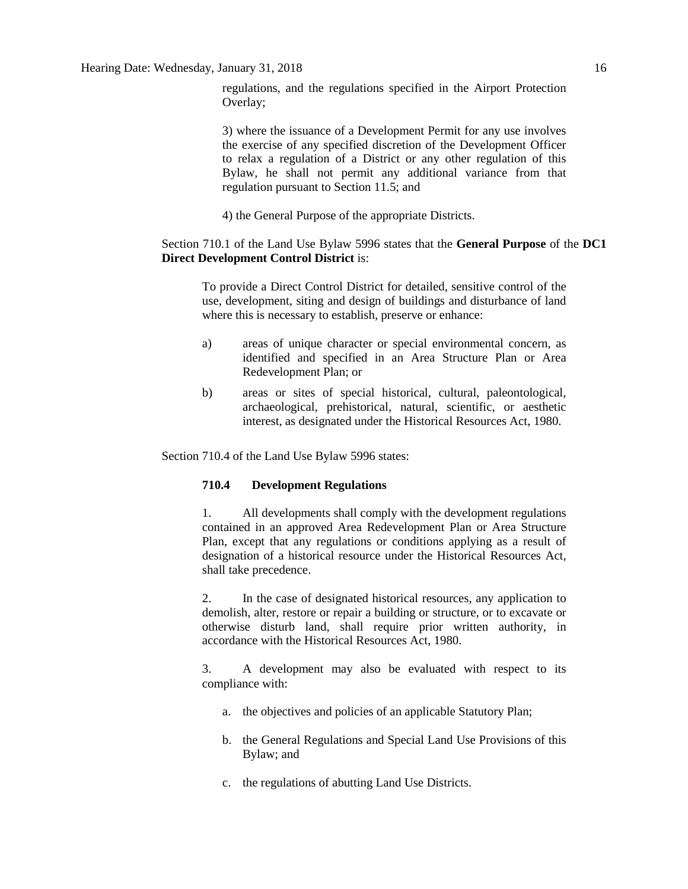regulations, and the regulations specified in the Airport Protection Overlay;

3) where the issuance of a Development Permit for any use involves the exercise of any specified discretion of the Development Officer to relax a regulation of a District or any other regulation of this Bylaw, he shall not permit any additional variance from that regulation pursuant to Section 11.5; and

4) the General Purpose of the appropriate Districts.

Section 710.1 of the Land Use Bylaw 5996 states that the **General Purpose** of the **DC1 Direct Development Control District** is:

> To provide a Direct Control District for detailed, sensitive control of the use, development, siting and design of buildings and disturbance of land where this is necessary to establish, preserve or enhance:
>
> a) areas of unique character or special environmental concern, as identified and specified in an Area Structure Plan or Area Redevelopment Plan; or
>
> b) areas or sites of special historical, cultural, paleontological, archaeological, prehistorical, natural, scientific, or aesthetic interest, as designated under the Historical Resources Act, 1980.

Section 710.4 of the Land Use Bylaw 5996 states:

> **710.4 Development Regulations**
>
> 1. All developments shall comply with the development regulations contained in an approved Area Redevelopment Plan or Area Structure Plan, except that any regulations or conditions applying as a result of designation of a historical resource under the Historical Resources Act, shall take precedence.
>
> 2. In the case of designated historical resources, any application to demolish, alter, restore or repair a building or structure, or to excavate or otherwise disturb land, shall require prior written authority, in accordance with the Historical Resources Act, 1980.
>
> 3. A development may also be evaluated with respect to its compliance with:
>
>     a. the objectives and policies of an applicable Statutory Plan;
>
>     b. the General Regulations and Special Land Use Provisions of this Bylaw; and
>
>     c. the regulations of abutting Land Use Districts.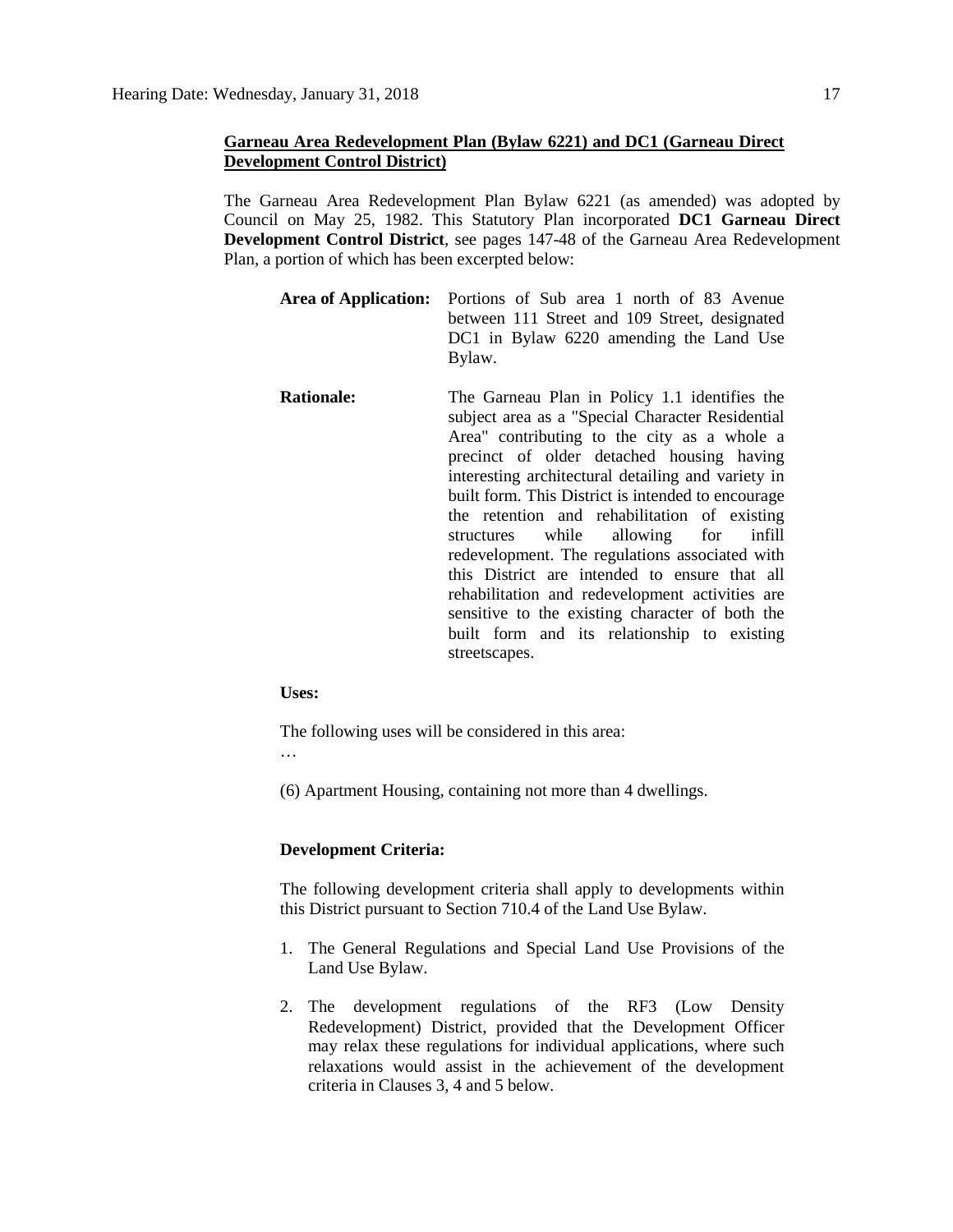**Garneau Area Redevelopment Plan (Bylaw 6221) and DC1 (Garneau Direct Development Control District)**

The Garneau Area Redevelopment Plan Bylaw 6221 (as amended) was adopted by Council on May 25, 1982. This Statutory Plan incorporated **DC1 Garneau Direct Development Control District**, see pages 147-48 of the Garneau Area Redevelopment Plan, a portion of which has been excerpted below:

**Area of Application:** Portions of Sub area 1 north of 83 Avenue between 111 Street and 109 Street, designated DC1 in Bylaw 6220 amending the Land Use Bylaw.

**Rationale:** The Garneau Plan in Policy 1.1 identifies the subject area as a "Special Character Residential Area" contributing to the city as a whole a precinct of older detached housing having interesting architectural detailing and variety in built form. This District is intended to encourage the retention and rehabilitation of existing structures while allowing for infill redevelopment. The regulations associated with this District are intended to ensure that all rehabilitation and redevelopment activities are sensitive to the existing character of both the built form and its relationship to existing streetscapes.

**Uses:**

The following uses will be considered in this area:

…

(6) Apartment Housing, containing not more than 4 dwellings.

**Development Criteria:**

The following development criteria shall apply to developments within this District pursuant to Section 710.4 of the Land Use Bylaw.

1. The General Regulations and Special Land Use Provisions of the Land Use Bylaw.
2. The development regulations of the RF3 (Low Density Redevelopment) District, provided that the Development Officer may relax these regulations for individual applications, where such relaxations would assist in the achievement of the development criteria in Clauses 3, 4 and 5 below.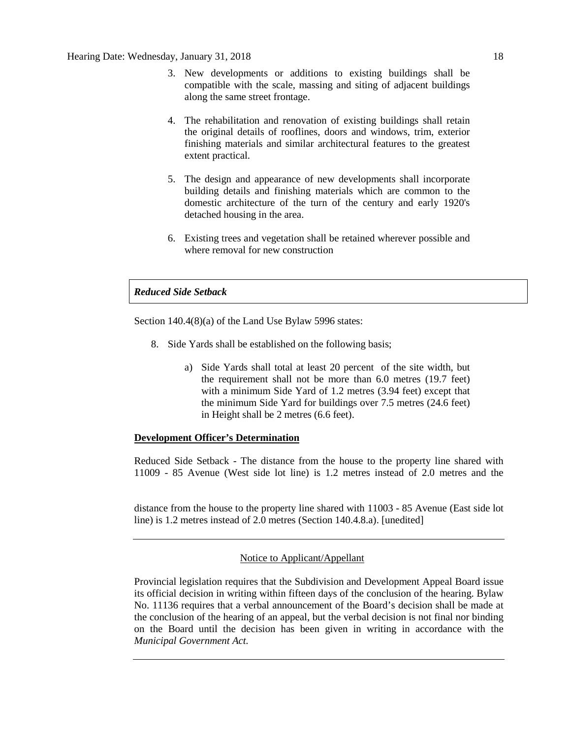3. New developments or additions to existing buildings shall be compatible with the scale, massing and siting of adjacent buildings along the same street frontage.

4. The rehabilitation and renovation of existing buildings shall retain the original details of rooflines, doors and windows, trim, exterior finishing materials and similar architectural features to the greatest extent practical.

5. The design and appearance of new developments shall incorporate building details and finishing materials which are common to the domestic architecture of the turn of the century and early 1920's detached housing in the area.

6. Existing trees and vegetation shall be retained wherever possible and where removal for new construction

***Reduced Side Setback***

Section 140.4(8)(a) of the Land Use Bylaw 5996 states:

8. Side Yards shall be established on the following basis;

   a) Side Yards shall total at least 20 percent of the site width, but the requirement shall not be more than 6.0 metres (19.7 feet) with a minimum Side Yard of 1.2 metres (3.94 feet) except that the minimum Side Yard for buildings over 7.5 metres (24.6 feet) in Height shall be 2 metres (6.6 feet).

**Development Officer's Determination**

Reduced Side Setback - The distance from the house to the property line shared with 11009 - 85 Avenue (West side lot line) is 1.2 metres instead of 2.0 metres and the distance from the house to the property line shared with 11003 - 85 Avenue (East side lot line) is 1.2 metres instead of 2.0 metres (Section 140.4.8.a). [unedited]

---

Notice to Applicant/Appellant

Provincial legislation requires that the Subdivision and Development Appeal Board issue its official decision in writing within fifteen days of the conclusion of the hearing. Bylaw No. 11136 requires that a verbal announcement of the Board's decision shall be made at the conclusion of the hearing of an appeal, but the verbal decision is not final nor binding on the Board until the decision has been given in writing in accordance with the *Municipal Government Act*.

---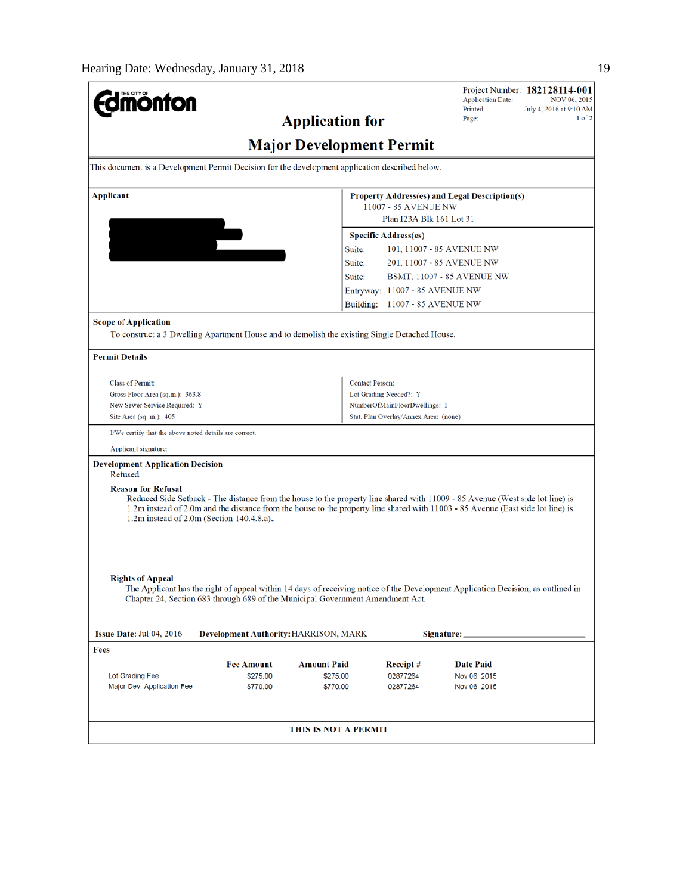**Edmonton**

Project Number: **182128114-001**
Application Date: NOV 06, 2015
Printed: July 4, 2016 at 9:10 AM
Page: 1 of 2

# Application for Major Development Permit

This document is a Development Permit Decision for the development application described below.

**Applicant**

**Property Address(es) and Legal Description(s)**
11007 - 85 AVENUE NW
Plan I23A Blk 161 Lot 31

**Specific Address(es)**

| | |
|---|---|
| Suite: | 101, 11007 - 85 AVENUE NW |
| Suite: | 201, 11007 - 85 AVENUE NW |
| Suite: | BSMT, 11007 - 85 AVENUE NW |
| Entryway: | 11007 - 85 AVENUE NW |
| Building: | 11007 - 85 AVENUE NW |

**Scope of Application**

To construct a 3 Dwelling Apartment House and to demolish the existing Single Detached House.

**Permit Details**

| | |
|---|---|
| Class of Permit: | Contact Person: |
| Gross Floor Area (sq.m.): 363.8 | Lot Grading Needed?: Y |
| New Sewer Service Required: Y | NumberOfMainFloorDwellings: 1 |
| Site Area (sq. m.): 405 | Stat. Plan Overlay/Annex Area: (none) |

I/We certify that the above noted details are correct.

Applicant signature:

**Development Application Decision**

Refused

**Reason for Refusal**

Reduced Side Setback - The distance from the house to the property line shared with 11009 - 85 Avenue (West side lot line) is 1.2m instead of 2.0m and the distance from the house to the property line shared with 11003 - 85 Avenue (East side lot line) is 1.2m instead of 2.0m (Section 140.4.8.a)..

**Rights of Appeal**

The Applicant has the right of appeal within 14 days of receiving notice of the Development Application Decision, as outlined in Chapter 24, Section 683 through 689 of the Municipal Government Amendment Act.

**Issue Date:** Jul 04, 2016 **Development Authority:** HARRISON, MARK **Signature:** ________________

**Fees**

| | Fee Amount | Amount Paid | Receipt # | Date Paid |
|---|---|---|---|---|
| Lot Grading Fee | $275.00 | $275.00 | 02877264 | Nov 06, 2015 |
| Major Dev. Application Fee | $770.00 | $770.00 | 02877264 | Nov 06, 2015 |

**THIS IS NOT A PERMIT**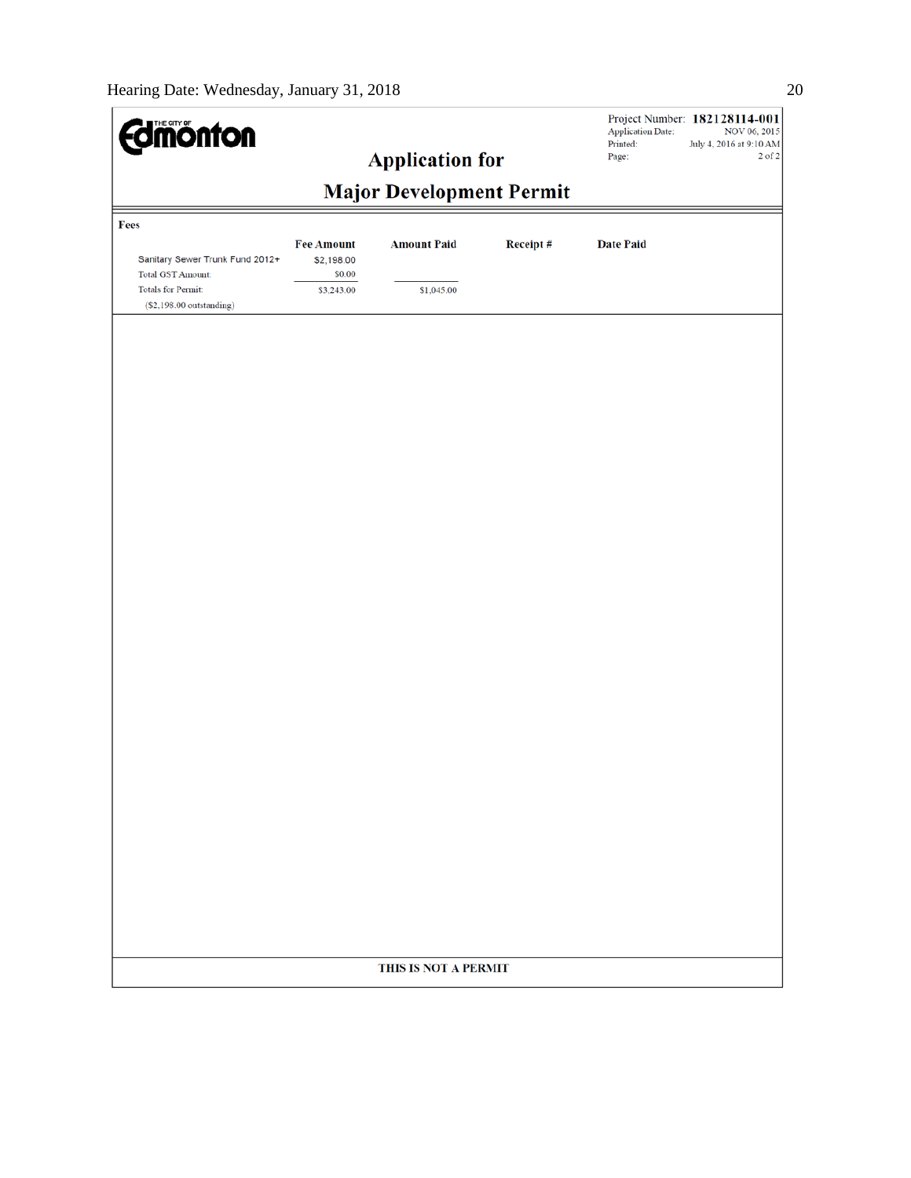THE CITY OF **Edmonton**

Project Number: **182128114-001**
Application Date: NOV 06, 2015
Printed: July 4, 2016 at 9:10 AM
Page: 2 of 2

# Application for

# Major Development Permit

**Fees**

| | Fee Amount | Amount Paid | Receipt # | Date Paid |
|---|---|---|---|---|
| Sanitary Sewer Trunk Fund 2012+ | $2,198.00 | | | |
| Total GST Amount: | $0.00 | | | |
| Totals for Permit: | $3,243.00 | $1,045.00 | | |
| ($2,198.00 outstanding) | | | | |

**THIS IS NOT A PERMIT**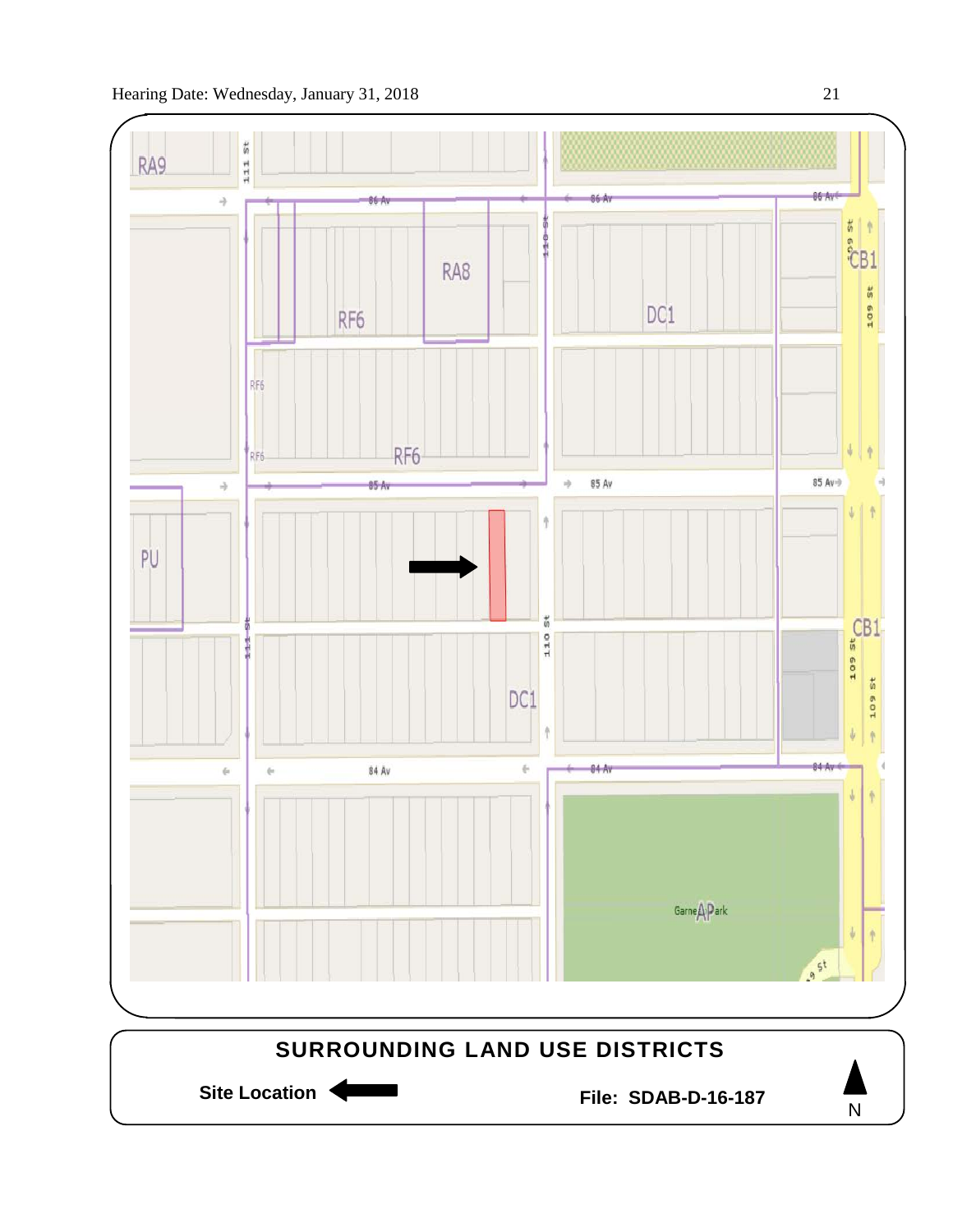RA9

111 St

86 Av

86 Av

86 Av

110 St

RA8

RF6

DC1

109 St

CB1

109 St

RF6

RF6

RF6

85 Av

85 Av

85 Av

PU

111 St

110 St

CB1

109 St

109 St

DC1

84 Av

84 Av

84 Av

Garneau Park

AP

109 St

**SURROUNDING LAND USE DISTRICTS**

**Site Location**

**File: SDAB-D-16-187**

N